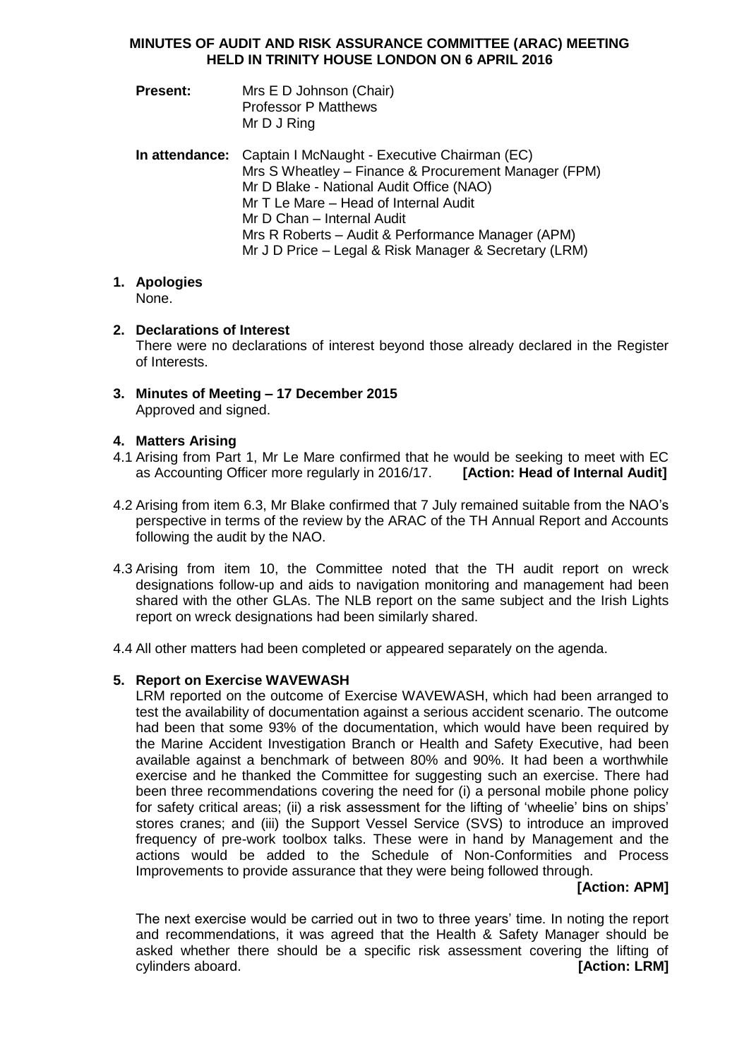# MINUTES OF AUDIT AND RISK ASSURANCE COMMITTEE (ARAC) MEETING HELD IN TRINITY HOUSE LONDON ON 6 APRIL 2016

**Present:** Mrs E D Johnson (Chair)
Professor P Matthews
Mr D J Ring

**In attendance:** Captain I McNaught - Executive Chairman (EC)
Mrs S Wheatley – Finance & Procurement Manager (FPM)
Mr D Blake - National Audit Office (NAO)
Mr T Le Mare – Head of Internal Audit
Mr D Chan – Internal Audit
Mrs R Roberts – Audit & Performance Manager (APM)
Mr J D Price – Legal & Risk Manager & Secretary (LRM)

## 1. Apologies

None.

## 2. Declarations of Interest

There were no declarations of interest beyond those already declared in the Register of Interests.

## 3. Minutes of Meeting – 17 December 2015

Approved and signed.

## 4. Matters Arising

4.1 Arising from Part 1, Mr Le Mare confirmed that he would be seeking to meet with EC as Accounting Officer more regularly in 2016/17. **[Action: Head of Internal Audit]**

4.2 Arising from item 6.3, Mr Blake confirmed that 7 July remained suitable from the NAO's perspective in terms of the review by the ARAC of the TH Annual Report and Accounts following the audit by the NAO.

4.3 Arising from item 10, the Committee noted that the TH audit report on wreck designations follow-up and aids to navigation monitoring and management had been shared with the other GLAs. The NLB report on the same subject and the Irish Lights report on wreck designations had been similarly shared.

4.4 All other matters had been completed or appeared separately on the agenda.

## 5. Report on Exercise WAVEWASH

LRM reported on the outcome of Exercise WAVEWASH, which had been arranged to test the availability of documentation against a serious accident scenario. The outcome had been that some 93% of the documentation, which would have been required by the Marine Accident Investigation Branch or Health and Safety Executive, had been available against a benchmark of between 80% and 90%. It had been a worthwhile exercise and he thanked the Committee for suggesting such an exercise. There had been three recommendations covering the need for (i) a personal mobile phone policy for safety critical areas; (ii) a risk assessment for the lifting of 'wheelie' bins on ships' stores cranes; and (iii) the Support Vessel Service (SVS) to introduce an improved frequency of pre-work toolbox talks. These were in hand by Management and the actions would be added to the Schedule of Non-Conformities and Process Improvements to provide assurance that they were being followed through.

**[Action: APM]**

The next exercise would be carried out in two to three years' time. In noting the report and recommendations, it was agreed that the Health & Safety Manager should be asked whether there should be a specific risk assessment covering the lifting of cylinders aboard. **[Action: LRM]**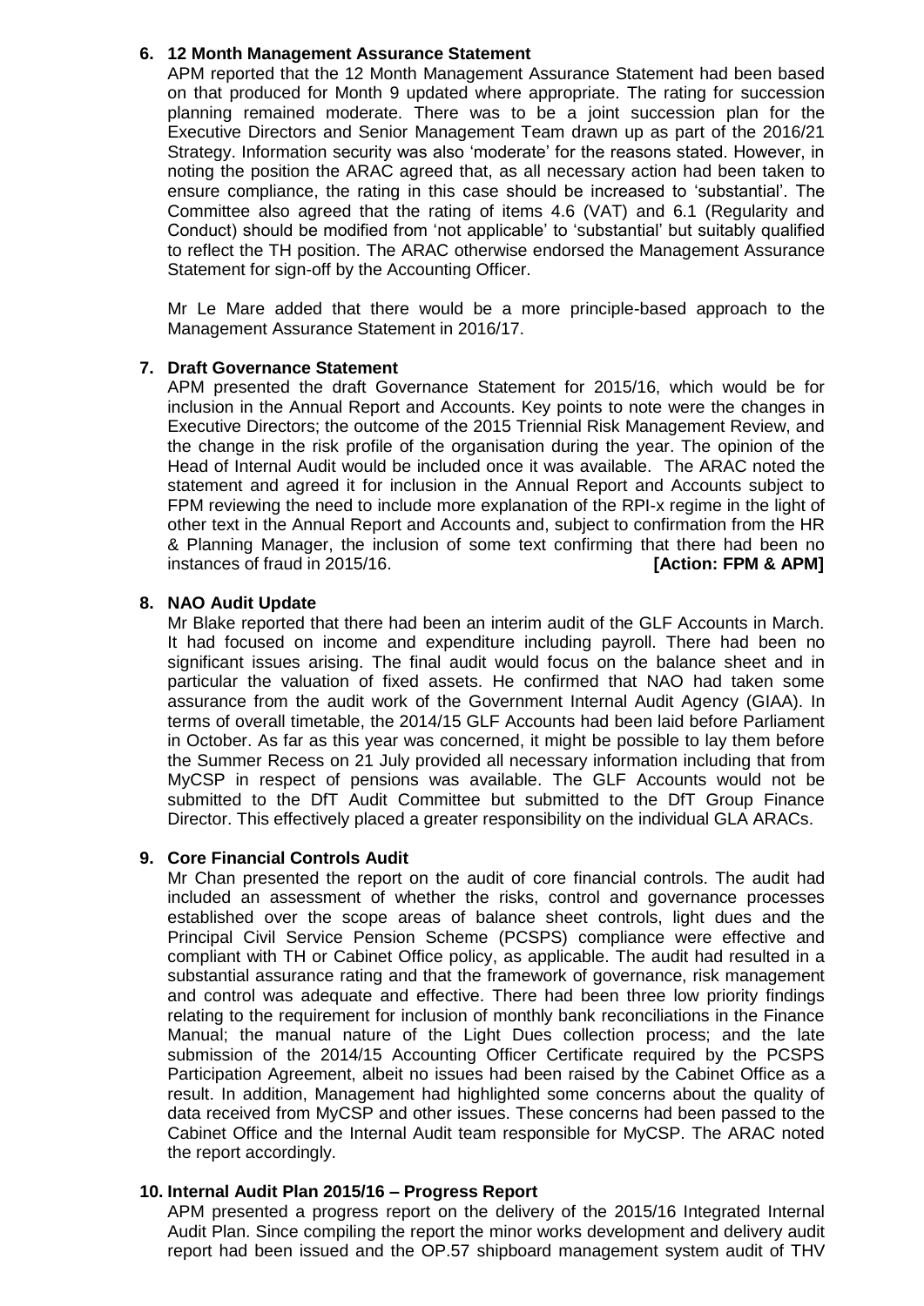**6. 12 Month Management Assurance Statement**

APM reported that the 12 Month Management Assurance Statement had been based on that produced for Month 9 updated where appropriate. The rating for succession planning remained moderate. There was to be a joint succession plan for the Executive Directors and Senior Management Team drawn up as part of the 2016/21 Strategy. Information security was also 'moderate' for the reasons stated. However, in noting the position the ARAC agreed that, as all necessary action had been taken to ensure compliance, the rating in this case should be increased to 'substantial'. The Committee also agreed that the rating of items 4.6 (VAT) and 6.1 (Regularity and Conduct) should be modified from 'not applicable' to 'substantial' but suitably qualified to reflect the TH position. The ARAC otherwise endorsed the Management Assurance Statement for sign-off by the Accounting Officer.

Mr Le Mare added that there would be a more principle-based approach to the Management Assurance Statement in 2016/17.

**7. Draft Governance Statement**

APM presented the draft Governance Statement for 2015/16, which would be for inclusion in the Annual Report and Accounts. Key points to note were the changes in Executive Directors; the outcome of the 2015 Triennial Risk Management Review, and the change in the risk profile of the organisation during the year. The opinion of the Head of Internal Audit would be included once it was available. The ARAC noted the statement and agreed it for inclusion in the Annual Report and Accounts subject to FPM reviewing the need to include more explanation of the RPI-x regime in the light of other text in the Annual Report and Accounts and, subject to confirmation from the HR & Planning Manager, the inclusion of some text confirming that there had been no instances of fraud in 2015/16. **[Action: FPM & APM]**

**8. NAO Audit Update**

Mr Blake reported that there had been an interim audit of the GLF Accounts in March. It had focused on income and expenditure including payroll. There had been no significant issues arising. The final audit would focus on the balance sheet and in particular the valuation of fixed assets. He confirmed that NAO had taken some assurance from the audit work of the Government Internal Audit Agency (GIAA). In terms of overall timetable, the 2014/15 GLF Accounts had been laid before Parliament in October. As far as this year was concerned, it might be possible to lay them before the Summer Recess on 21 July provided all necessary information including that from MyCSP in respect of pensions was available. The GLF Accounts would not be submitted to the DfT Audit Committee but submitted to the DfT Group Finance Director. This effectively placed a greater responsibility on the individual GLA ARACs.

**9. Core Financial Controls Audit**

Mr Chan presented the report on the audit of core financial controls. The audit had included an assessment of whether the risks, control and governance processes established over the scope areas of balance sheet controls, light dues and the Principal Civil Service Pension Scheme (PCSPS) compliance were effective and compliant with TH or Cabinet Office policy, as applicable. The audit had resulted in a substantial assurance rating and that the framework of governance, risk management and control was adequate and effective. There had been three low priority findings relating to the requirement for inclusion of monthly bank reconciliations in the Finance Manual; the manual nature of the Light Dues collection process; and the late submission of the 2014/15 Accounting Officer Certificate required by the PCSPS Participation Agreement, albeit no issues had been raised by the Cabinet Office as a result. In addition, Management had highlighted some concerns about the quality of data received from MyCSP and other issues. These concerns had been passed to the Cabinet Office and the Internal Audit team responsible for MyCSP. The ARAC noted the report accordingly.

**10. Internal Audit Plan 2015/16 – Progress Report**

APM presented a progress report on the delivery of the 2015/16 Integrated Internal Audit Plan. Since compiling the report the minor works development and delivery audit report had been issued and the OP.57 shipboard management system audit of THV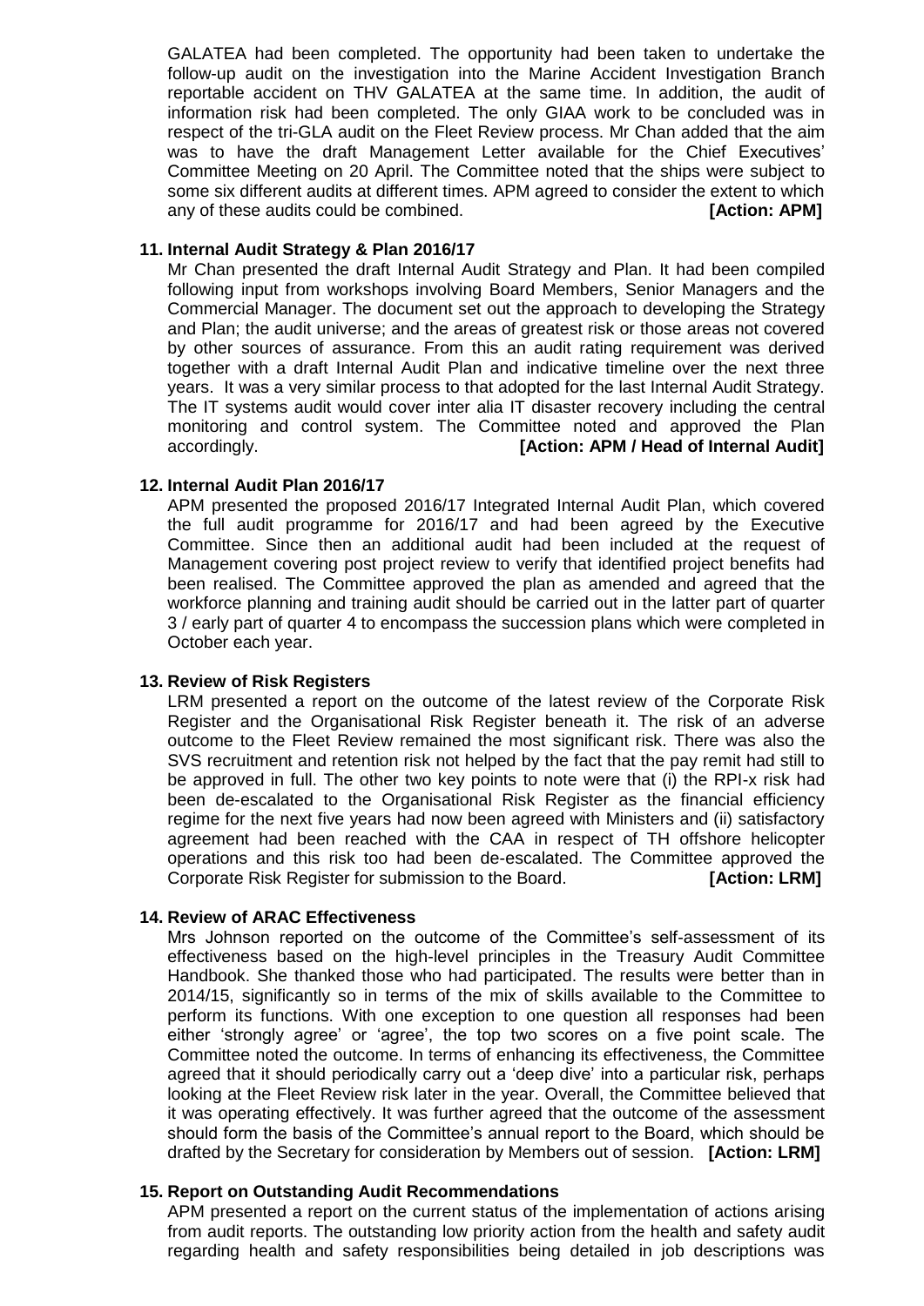GALATEA had been completed. The opportunity had been taken to undertake the follow-up audit on the investigation into the Marine Accident Investigation Branch reportable accident on THV GALATEA at the same time. In addition, the audit of information risk had been completed. The only GIAA work to be concluded was in respect of the tri-GLA audit on the Fleet Review process. Mr Chan added that the aim was to have the draft Management Letter available for the Chief Executives' Committee Meeting on 20 April. The Committee noted that the ships were subject to some six different audits at different times. APM agreed to consider the extent to which any of these audits could be combined. **[Action: APM]**

**11. Internal Audit Strategy & Plan 2016/17**

Mr Chan presented the draft Internal Audit Strategy and Plan. It had been compiled following input from workshops involving Board Members, Senior Managers and the Commercial Manager. The document set out the approach to developing the Strategy and Plan; the audit universe; and the areas of greatest risk or those areas not covered by other sources of assurance. From this an audit rating requirement was derived together with a draft Internal Audit Plan and indicative timeline over the next three years. It was a very similar process to that adopted for the last Internal Audit Strategy. The IT systems audit would cover inter alia IT disaster recovery including the central monitoring and control system. The Committee noted and approved the Plan accordingly. **[Action: APM / Head of Internal Audit]**

**12. Internal Audit Plan 2016/17**

APM presented the proposed 2016/17 Integrated Internal Audit Plan, which covered the full audit programme for 2016/17 and had been agreed by the Executive Committee. Since then an additional audit had been included at the request of Management covering post project review to verify that identified project benefits had been realised. The Committee approved the plan as amended and agreed that the workforce planning and training audit should be carried out in the latter part of quarter 3 / early part of quarter 4 to encompass the succession plans which were completed in October each year.

**13. Review of Risk Registers**

LRM presented a report on the outcome of the latest review of the Corporate Risk Register and the Organisational Risk Register beneath it. The risk of an adverse outcome to the Fleet Review remained the most significant risk. There was also the SVS recruitment and retention risk not helped by the fact that the pay remit had still to be approved in full. The other two key points to note were that (i) the RPI-x risk had been de-escalated to the Organisational Risk Register as the financial efficiency regime for the next five years had now been agreed with Ministers and (ii) satisfactory agreement had been reached with the CAA in respect of TH offshore helicopter operations and this risk too had been de-escalated. The Committee approved the Corporate Risk Register for submission to the Board. **[Action: LRM]**

**14. Review of ARAC Effectiveness**

Mrs Johnson reported on the outcome of the Committee's self-assessment of its effectiveness based on the high-level principles in the Treasury Audit Committee Handbook. She thanked those who had participated. The results were better than in 2014/15, significantly so in terms of the mix of skills available to the Committee to perform its functions. With one exception to one question all responses had been either 'strongly agree' or 'agree', the top two scores on a five point scale. The Committee noted the outcome. In terms of enhancing its effectiveness, the Committee agreed that it should periodically carry out a 'deep dive' into a particular risk, perhaps looking at the Fleet Review risk later in the year. Overall, the Committee believed that it was operating effectively. It was further agreed that the outcome of the assessment should form the basis of the Committee's annual report to the Board, which should be drafted by the Secretary for consideration by Members out of session. **[Action: LRM]**

**15. Report on Outstanding Audit Recommendations**

APM presented a report on the current status of the implementation of actions arising from audit reports. The outstanding low priority action from the health and safety audit regarding health and safety responsibilities being detailed in job descriptions was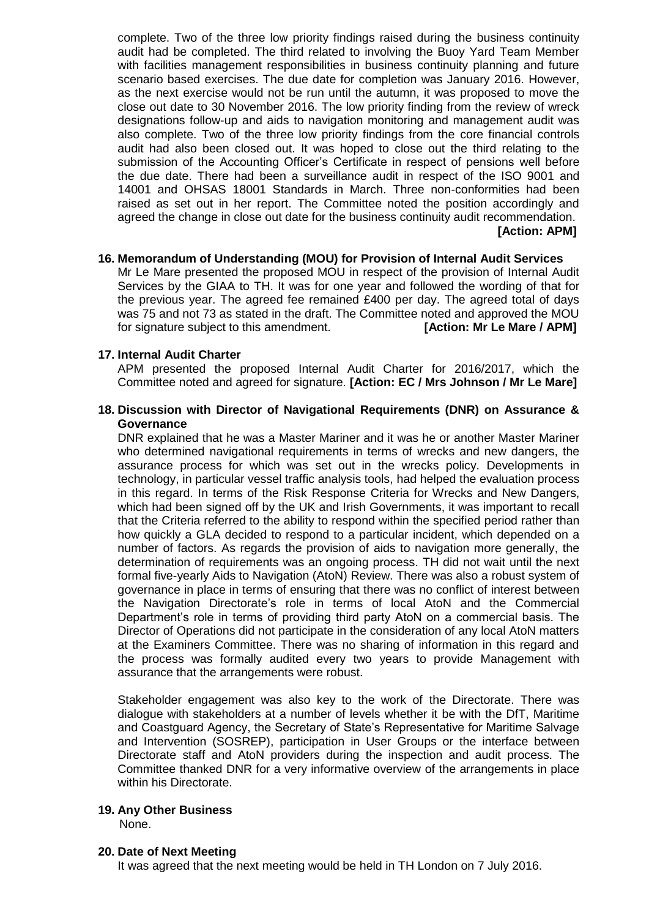complete. Two of the three low priority findings raised during the business continuity audit had be completed. The third related to involving the Buoy Yard Team Member with facilities management responsibilities in business continuity planning and future scenario based exercises. The due date for completion was January 2016. However, as the next exercise would not be run until the autumn, it was proposed to move the close out date to 30 November 2016. The low priority finding from the review of wreck designations follow-up and aids to navigation monitoring and management audit was also complete. Two of the three low priority findings from the core financial controls audit had also been closed out. It was hoped to close out the third relating to the submission of the Accounting Officer's Certificate in respect of pensions well before the due date. There had been a surveillance audit in respect of the ISO 9001 and 14001 and OHSAS 18001 Standards in March. Three non-conformities had been raised as set out in her report. The Committee noted the position accordingly and agreed the change in close out date for the business continuity audit recommendation. **[Action: APM]**

**16. Memorandum of Understanding (MOU) for Provision of Internal Audit Services**

Mr Le Mare presented the proposed MOU in respect of the provision of Internal Audit Services by the GIAA to TH. It was for one year and followed the wording of that for the previous year. The agreed fee remained £400 per day. The agreed total of days was 75 and not 73 as stated in the draft. The Committee noted and approved the MOU for signature subject to this amendment. **[Action: Mr Le Mare / APM]**

**17. Internal Audit Charter**

APM presented the proposed Internal Audit Charter for 2016/2017, which the Committee noted and agreed for signature. **[Action: EC / Mrs Johnson / Mr Le Mare]**

**18. Discussion with Director of Navigational Requirements (DNR) on Assurance & Governance**

DNR explained that he was a Master Mariner and it was he or another Master Mariner who determined navigational requirements in terms of wrecks and new dangers, the assurance process for which was set out in the wrecks policy. Developments in technology, in particular vessel traffic analysis tools, had helped the evaluation process in this regard. In terms of the Risk Response Criteria for Wrecks and New Dangers, which had been signed off by the UK and Irish Governments, it was important to recall that the Criteria referred to the ability to respond within the specified period rather than how quickly a GLA decided to respond to a particular incident, which depended on a number of factors. As regards the provision of aids to navigation more generally, the determination of requirements was an ongoing process. TH did not wait until the next formal five-yearly Aids to Navigation (AtoN) Review. There was also a robust system of governance in place in terms of ensuring that there was no conflict of interest between the Navigation Directorate's role in terms of local AtoN and the Commercial Department's role in terms of providing third party AtoN on a commercial basis. The Director of Operations did not participate in the consideration of any local AtoN matters at the Examiners Committee. There was no sharing of information in this regard and the process was formally audited every two years to provide Management with assurance that the arrangements were robust.

Stakeholder engagement was also key to the work of the Directorate. There was dialogue with stakeholders at a number of levels whether it be with the DfT, Maritime and Coastguard Agency, the Secretary of State's Representative for Maritime Salvage and Intervention (SOSREP), participation in User Groups or the interface between Directorate staff and AtoN providers during the inspection and audit process. The Committee thanked DNR for a very informative overview of the arrangements in place within his Directorate.

**19. Any Other Business**

None.

**20. Date of Next Meeting**

It was agreed that the next meeting would be held in TH London on 7 July 2016.